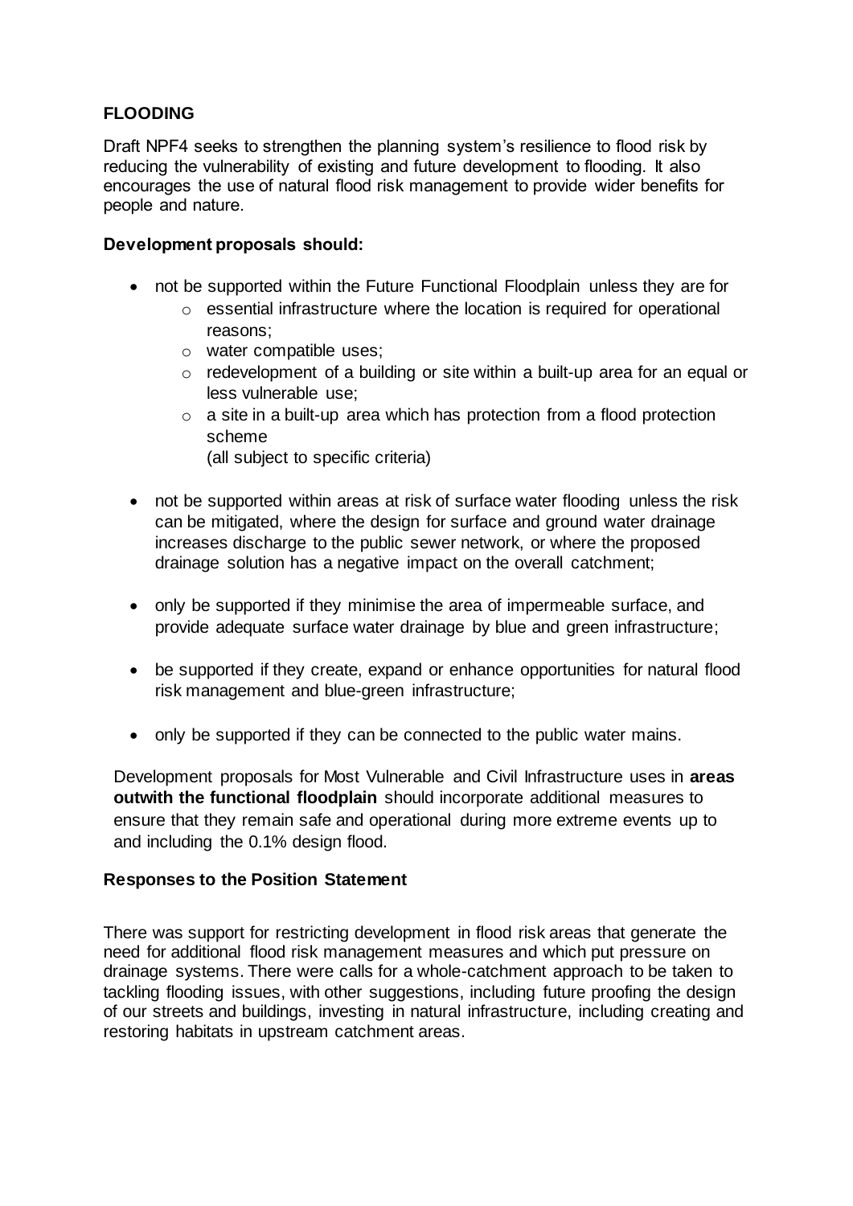## FLOODING

Draft NPF4 seeks to strengthen the planning system's resilience to flood risk by reducing the vulnerability of existing and future development to flooding. It also encourages the use of natural flood risk management to provide wider benefits for people and nature.

**Development proposals should:**

- not be supported within the Future Functional Floodplain unless they are for
  - essential infrastructure where the location is required for operational reasons;
  - water compatible uses;
  - redevelopment of a building or site within a built-up area for an equal or less vulnerable use;
  - a site in a built-up area which has protection from a flood protection scheme

    (all subject to specific criteria)

- not be supported within areas at risk of surface water flooding unless the risk can be mitigated, where the design for surface and ground water drainage increases discharge to the public sewer network, or where the proposed drainage solution has a negative impact on the overall catchment;

- only be supported if they minimise the area of impermeable surface, and provide adequate surface water drainage by blue and green infrastructure;

- be supported if they create, expand or enhance opportunities for natural flood risk management and blue-green infrastructure;

- only be supported if they can be connected to the public water mains.

Development proposals for Most Vulnerable and Civil Infrastructure uses in **areas outwith the functional floodplain** should incorporate additional measures to ensure that they remain safe and operational during more extreme events up to and including the 0.1% design flood.

**Responses to the Position Statement**

There was support for restricting development in flood risk areas that generate the need for additional flood risk management measures and which put pressure on drainage systems. There were calls for a whole-catchment approach to be taken to tackling flooding issues, with other suggestions, including future proofing the design of our streets and buildings, investing in natural infrastructure, including creating and restoring habitats in upstream catchment areas.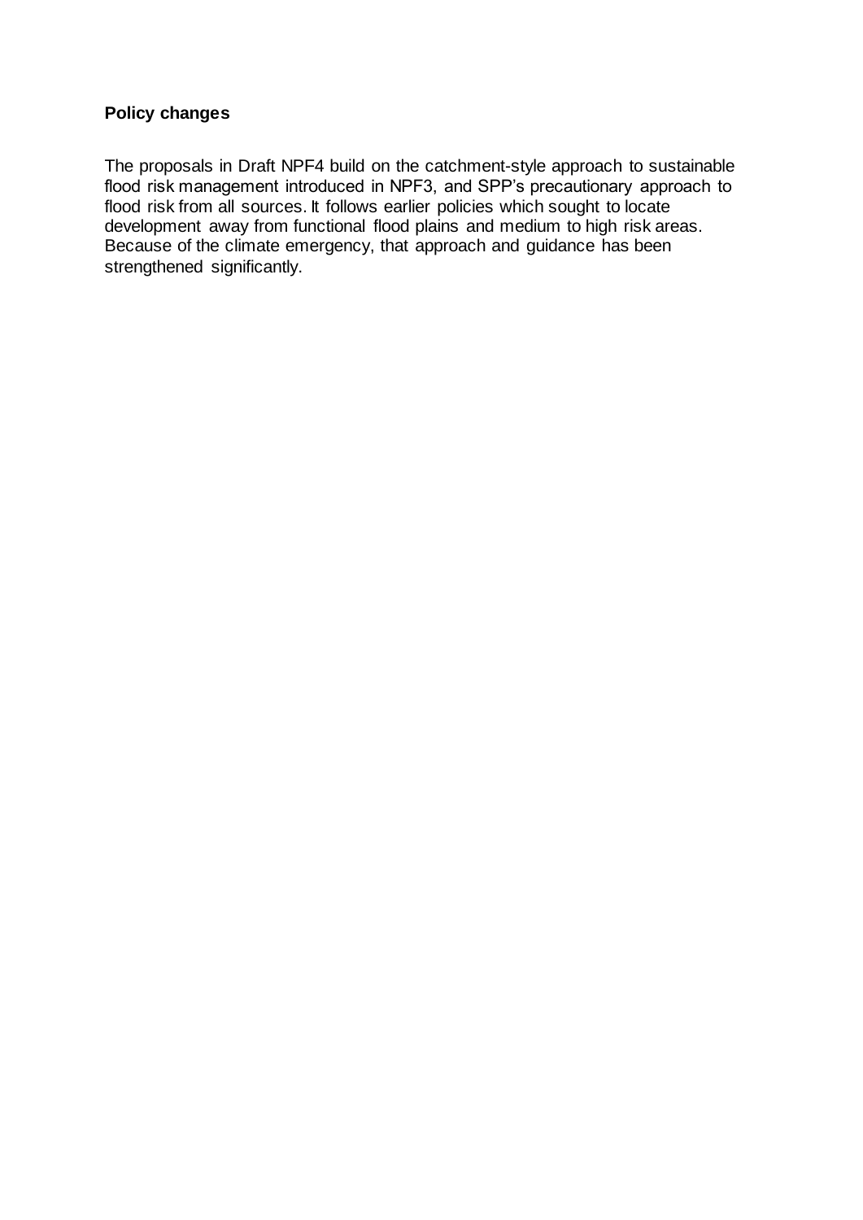**Policy changes**

The proposals in Draft NPF4 build on the catchment-style approach to sustainable flood risk management introduced in NPF3, and SPP's precautionary approach to flood risk from all sources. It follows earlier policies which sought to locate development away from functional flood plains and medium to high risk areas. Because of the climate emergency, that approach and guidance has been strengthened significantly.